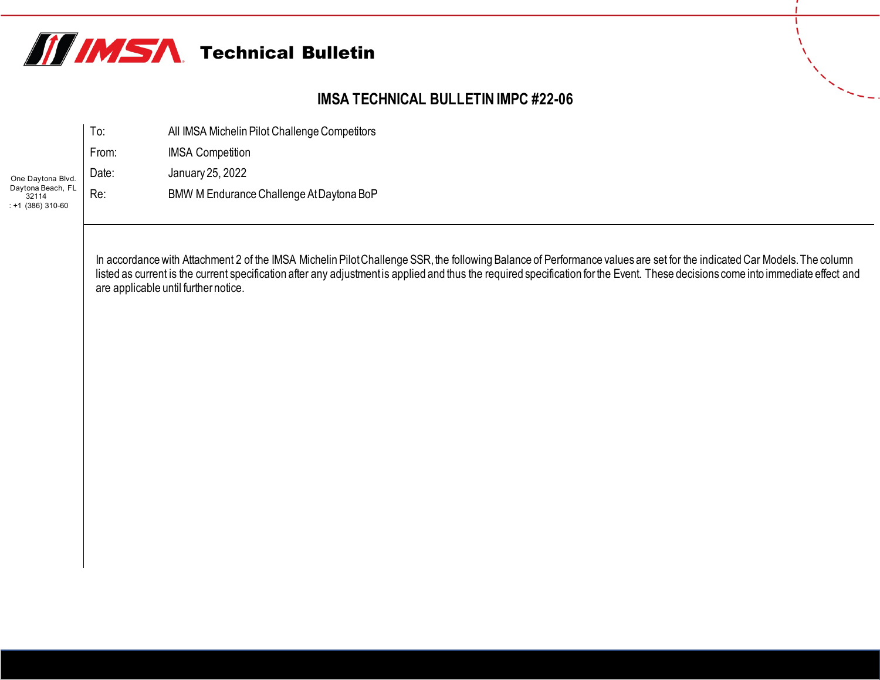# Technical Bulletin

## IMSA TECHNICAL BULLETIN IMPC #22-06

One Daytona Blvd.
Daytona Beach, FL
32114
: +1 (386) 310-60

| | |
|---|---|
| To: | All IMSA Michelin Pilot Challenge Competitors |
| From: | IMSA Competition |
| Date: | January 25, 2022 |
| Re: | BMW M Endurance Challenge At Daytona BoP |

In accordance with Attachment 2 of the IMSA Michelin Pilot Challenge SSR, the following Balance of Performance values are set for the indicated Car Models. The column listed as current is the current specification after any adjustment is applied and thus the required specification for the Event. These decisions come into immediate effect and are applicable until further notice.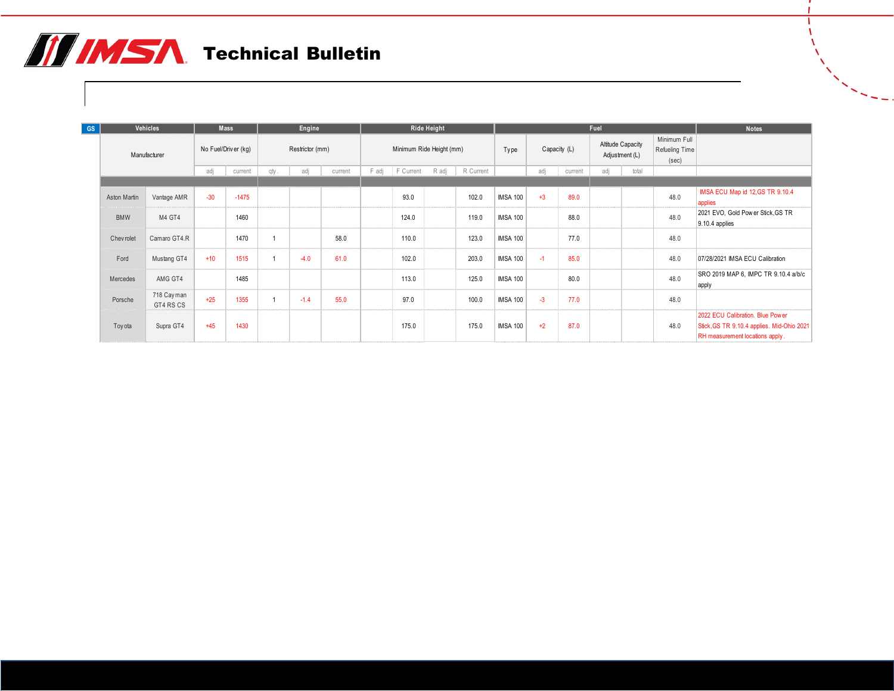# Technical Bulletin

| GS | Vehicles | | Mass | | Engine | | | Ride Height | | | | Fuel | | | | | | Notes |
|---|---|---|---|---|---|---|---|---|---|---|---|---|---|---|---|---|---|---|
| | Manufacturer | | No Fuel/Driver (kg) | | Restrictor (mm) | | | Minimum Ride Height (mm) | | | | Type | Capacity (L) | | Altitude Capacity Adjustment (L) | | Minimum Full Refueling Time (sec) | |
| | | | adj | current | qty. | adj | current | F adj | F Current | R adj | R Current | | adj | current | adj | total | | |
| | Aston Martin | Vantage AMR | -30 | -1475 | | | | | 93.0 | | 102.0 | IMSA 100 | +3 | 89.0 | | | 48.0 | IMSA ECU Map id 12,GS TR 9.10.4 applies |
| | BMW | M4 GT4 | | 1460 | | | | | 124.0 | | 119.0 | IMSA 100 | | 88.0 | | | 48.0 | 2021 EVO, Gold Power Stick,GS TR 9.10.4 applies |
| | Chevrolet | Camaro GT4.R | | 1470 | 1 | | 58.0 | | 110.0 | | 123.0 | IMSA 100 | | 77.0 | | | 48.0 | |
| | Ford | Mustang GT4 | +10 | 1515 | 1 | -4.0 | 61.0 | | 102.0 | | 203.0 | IMSA 100 | -1 | 85.0 | | | 48.0 | 07/28/2021 IMSA ECU Calibration |
| | Mercedes | AMG GT4 | | 1485 | | | | | 113.0 | | 125.0 | IMSA 100 | | 80.0 | | | 48.0 | SRO 2019 MAP 6, IMPC TR 9.10.4 a/b/c apply |
| | Porsche | 718 Cayman GT4 RS CS | +25 | 1355 | 1 | -1.4 | 55.0 | | 97.0 | | 100.0 | IMSA 100 | -3 | 77.0 | | | 48.0 | |
| | Toyota | Supra GT4 | +45 | 1430 | | | | | 175.0 | | 175.0 | IMSA 100 | +2 | 87.0 | | | 48.0 | 2022 ECU Calibration. Blue Power Stick,GS TR 9.10.4 applies. Mid-Ohio 2021 RH measurement locations apply. |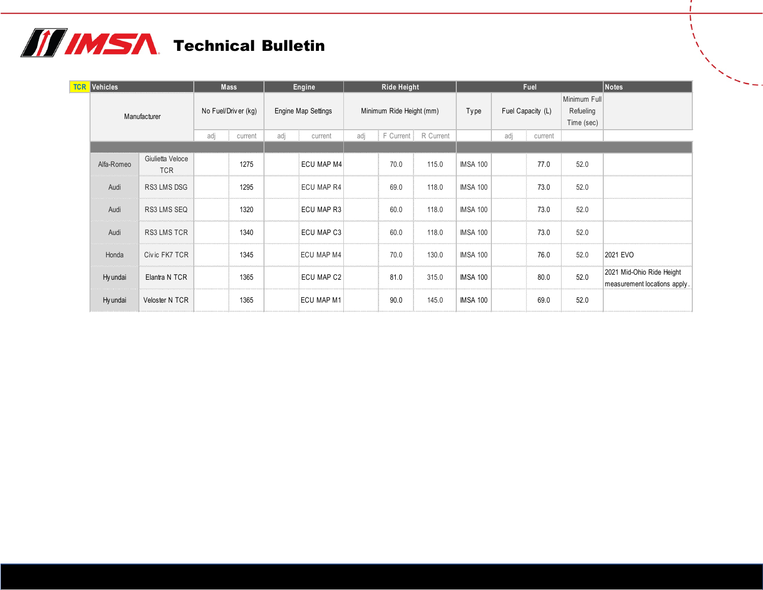# Technical Bulletin

| TCR | Vehicles | Mass | | Engine | | Ride Height | | | Fuel | | | | Notes |
|---|---|---|---|---|---|---|---|---|---|---|---|---|---|
| Manufacturer | | No Fuel/Driver (kg) | | Engine Map Settings | | Minimum Ride Height (mm) | | | Type | Fuel Capacity (L) | | Minimum Full Refueling Time (sec) | |
| | | adj | current | adj | current | adj | F Current | R Current | | adj | current | | |
| Alfa-Romeo | Giulietta Veloce TCR | | 1275 | | ECU MAP M4 | | 70.0 | 115.0 | IMSA 100 | | 77.0 | 52.0 | |
| Audi | RS3 LMS DSG | | 1295 | | ECU MAP R4 | | 69.0 | 118.0 | IMSA 100 | | 73.0 | 52.0 | |
| Audi | RS3 LMS SEQ | | 1320 | | ECU MAP R3 | | 60.0 | 118.0 | IMSA 100 | | 73.0 | 52.0 | |
| Audi | RS3 LMS TCR | | 1340 | | ECU MAP C3 | | 60.0 | 118.0 | IMSA 100 | | 73.0 | 52.0 | |
| Honda | Civic FK7 TCR | | 1345 | | ECU MAP M4 | | 70.0 | 130.0 | IMSA 100 | | 76.0 | 52.0 | 2021 EVO |
| Hyundai | Elantra N TCR | | 1365 | | ECU MAP C2 | | 81.0 | 315.0 | IMSA 100 | | 80.0 | 52.0 | 2021 Mid-Ohio Ride Height measurement locations apply. |
| Hyundai | Veloster N TCR | | 1365 | | ECU MAP M1 | | 90.0 | 145.0 | IMSA 100 | | 69.0 | 52.0 | |